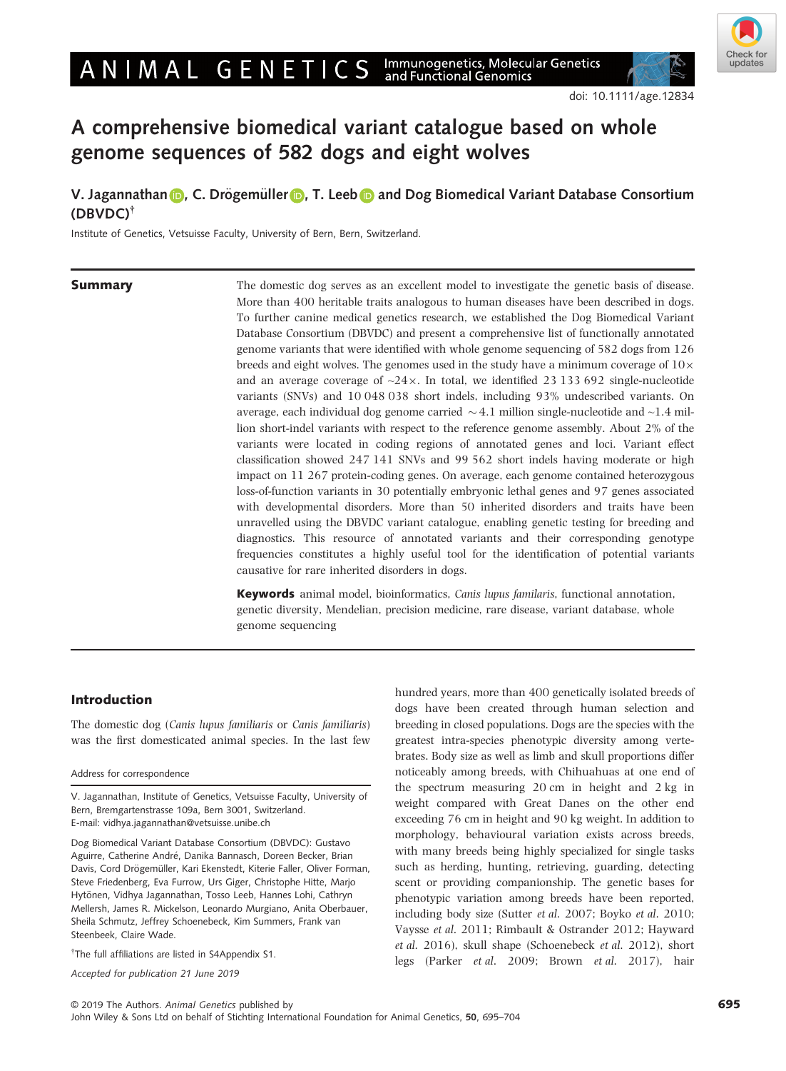doi: 10.1111/age.12834

# A comprehensive biomedical variant catalogue based on whole genome sequences of 582 dogs and eight wolves

**V. Jagannathan, C. Drögemüller, T. Leeb and Dog Biomedical Variant Database Consortium (DBVDC)[†]**

Institute of Genetics, Vetsuisse Faculty, University of Bern, Bern, Switzerland.

## Summary

The domestic dog serves as an excellent model to investigate the genetic basis of disease. More than 400 heritable traits analogous to human diseases have been described in dogs. To further canine medical genetics research, we established the Dog Biomedical Variant Database Consortium (DBVDC) and present a comprehensive list of functionally annotated genome variants that were identified with whole genome sequencing of 582 dogs from 126 breeds and eight wolves. The genomes used in the study have a minimum coverage of 10× and an average coverage of ~24×. In total, we identified 23 133 692 single-nucleotide variants (SNVs) and 10 048 038 short indels, including 93% undescribed variants. On average, each individual dog genome carried ~4.1 million single-nucleotide and ~1.4 million short-indel variants with respect to the reference genome assembly. About 2% of the variants were located in coding regions of annotated genes and loci. Variant effect classification showed 247 141 SNVs and 99 562 short indels having moderate or high impact on 11 267 protein-coding genes. On average, each genome contained heterozygous loss-of-function variants in 30 potentially embryonic lethal genes and 97 genes associated with developmental disorders. More than 50 inherited disorders and traits have been unravelled using the DBVDC variant catalogue, enabling genetic testing for breeding and diagnostics. This resource of annotated variants and their corresponding genotype frequencies constitutes a highly useful tool for the identification of potential variants causative for rare inherited disorders in dogs.

**Keywords** animal model, bioinformatics, *Canis lupus familaris*, functional annotation, genetic diversity, Mendelian, precision medicine, rare disease, variant database, whole genome sequencing

## Introduction

The domestic dog (*Canis lupus familiaris* or *Canis familiaris*) was the first domesticated animal species. In the last few hundred years, more than 400 genetically isolated breeds of dogs have been created through human selection and breeding in closed populations. Dogs are the species with the greatest intra-species phenotypic diversity among vertebrates. Body size as well as limb and skull proportions differ noticeably among breeds, with Chihuahuas at one end of the spectrum measuring 20 cm in height and 2 kg in weight compared with Great Danes on the other end exceeding 76 cm in height and 90 kg weight. In addition to morphology, behavioural variation exists across breeds, with many breeds being highly specialized for single tasks such as herding, hunting, retrieving, guarding, detecting scent or providing companionship. The genetic bases for phenotypic variation among breeds have been reported, including body size (Sutter *et al.* 2007; Boyko *et al.* 2010; Vaysse *et al.* 2011; Rimbault & Ostrander 2012; Hayward *et al.* 2016), skull shape (Schoenebeck *et al.* 2012), short legs (Parker *et al.* 2009; Brown *et al.* 2017), hair

---

Address for correspondence

V. Jagannathan, Institute of Genetics, Vetsuisse Faculty, University of Bern, Bremgartenstrasse 109a, Bern 3001, Switzerland.
E-mail: vidhya.jagannathan@vetsuisse.unibe.ch

Dog Biomedical Variant Database Consortium (DBVDC): Gustavo Aguirre, Catherine André, Danika Bannasch, Doreen Becker, Brian Davis, Cord Drögemüller, Kari Ekenstedt, Kiterie Faller, Oliver Forman, Steve Friedenberg, Eva Furrow, Urs Giger, Christophe Hitte, Marjo Hytönen, Vidhya Jagannathan, Tosso Leeb, Hannes Lohi, Cathryn Mellersh, James R. Mickelson, Leonardo Murgiano, Anita Oberbauer, Sheila Schmutz, Jeffrey Schoenebeck, Kim Summers, Frank van Steenbeek, Claire Wade.

[†]The full affiliations are listed in S4Appendix S1.

*Accepted for publication 21 June 2019*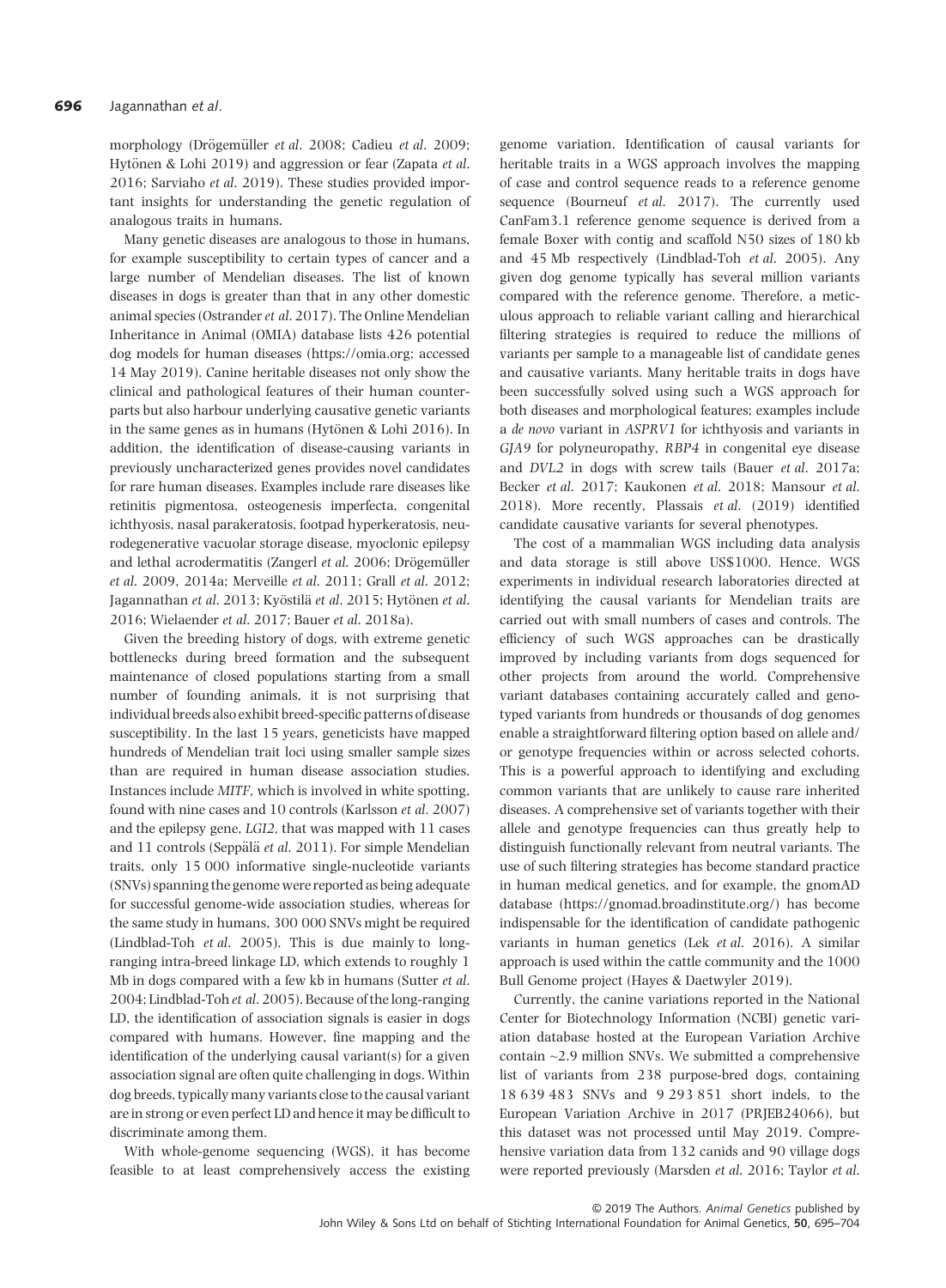morphology (Drögemüller *et al.* 2008; Cadieu *et al.* 2009; Hytönen & Lohi 2019) and aggression or fear (Zapata *et al.* 2016; Sarviaho *et al.* 2019). These studies provided important insights for understanding the genetic regulation of analogous traits in humans.

Many genetic diseases are analogous to those in humans, for example susceptibility to certain types of cancer and a large number of Mendelian diseases. The list of known diseases in dogs is greater than that in any other domestic animal species (Ostrander *et al.* 2017). The Online Mendelian Inheritance in Animal (OMIA) database lists 426 potential dog models for human diseases (https://omia.org; accessed 14 May 2019). Canine heritable diseases not only show the clinical and pathological features of their human counterparts but also harbour underlying causative genetic variants in the same genes as in humans (Hytönen & Lohi 2016). In addition, the identification of disease-causing variants in previously uncharacterized genes provides novel candidates for rare human diseases. Examples include rare diseases like retinitis pigmentosa, osteogenesis imperfecta, congenital ichthyosis, nasal parakeratosis, footpad hyperkeratosis, neurodegenerative vacuolar storage disease, myoclonic epilepsy and lethal acrodermatitis (Zangerl *et al.* 2006; Drögemüller *et al.* 2009, 2014a; Merveille *et al.* 2011; Grall *et al.* 2012; Jagannathan *et al.* 2013; Kyöstilä *et al.* 2015; Hytönen *et al.* 2016; Wielaender *et al.* 2017; Bauer *et al.* 2018a).

Given the breeding history of dogs, with extreme genetic bottlenecks during breed formation and the subsequent maintenance of closed populations starting from a small number of founding animals, it is not surprising that individual breeds also exhibit breed-specific patterns of disease susceptibility. In the last 15 years, geneticists have mapped hundreds of Mendelian trait loci using smaller sample sizes than are required in human disease association studies. Instances include *MITF*, which is involved in white spotting, found with nine cases and 10 controls (Karlsson *et al.* 2007) and the epilepsy gene, *LGI2*, that was mapped with 11 cases and 11 controls (Seppälä *et al.* 2011). For simple Mendelian traits, only 15 000 informative single-nucleotide variants (SNVs) spanning the genome were reported as being adequate for successful genome-wide association studies, whereas for the same study in humans, 300 000 SNVs might be required (Lindblad-Toh *et al.* 2005). This is due mainly to long-ranging intra-breed linkage LD, which extends to roughly 1 Mb in dogs compared with a few kb in humans (Sutter *et al.* 2004; Lindblad-Toh *et al.* 2005). Because of the long-ranging LD, the identification of association signals is easier in dogs compared with humans. However, fine mapping and the identification of the underlying causal variant(s) for a given association signal are often quite challenging in dogs. Within dog breeds, typically many variants close to the causal variant are in strong or even perfect LD and hence it may be difficult to discriminate among them.

With whole-genome sequencing (WGS), it has become feasible to at least comprehensively access the existing genome variation. Identification of causal variants for heritable traits in a WGS approach involves the mapping of case and control sequence reads to a reference genome sequence (Bourneuf *et al.* 2017). The currently used CanFam3.1 reference genome sequence is derived from a female Boxer with contig and scaffold N50 sizes of 180 kb and 45 Mb respectively (Lindblad-Toh *et al.* 2005). Any given dog genome typically has several million variants compared with the reference genome. Therefore, a meticulous approach to reliable variant calling and hierarchical filtering strategies is required to reduce the millions of variants per sample to a manageable list of candidate genes and causative variants. Many heritable traits in dogs have been successfully solved using such a WGS approach for both diseases and morphological features; examples include a *de novo* variant in *ASPRV1* for ichthyosis and variants in *GJA9* for polyneuropathy, *RBP4* in congenital eye disease and *DVL2* in dogs with screw tails (Bauer *et al.* 2017a; Becker *et al.* 2017; Kaukonen *et al.* 2018; Mansour *et al.* 2018). More recently, Plassais *et al.* (2019) identified candidate causative variants for several phenotypes.

The cost of a mammalian WGS including data analysis and data storage is still above US$1000. Hence, WGS experiments in individual research laboratories directed at identifying the causal variants for Mendelian traits are carried out with small numbers of cases and controls. The efficiency of such WGS approaches can be drastically improved by including variants from dogs sequenced for other projects from around the world. Comprehensive variant databases containing accurately called and genotyped variants from hundreds or thousands of dog genomes enable a straightforward filtering option based on allele and/or genotype frequencies within or across selected cohorts. This is a powerful approach to identifying and excluding common variants that are unlikely to cause rare inherited diseases. A comprehensive set of variants together with their allele and genotype frequencies can thus greatly help to distinguish functionally relevant from neutral variants. The use of such filtering strategies has become standard practice in human medical genetics, and for example, the gnomAD database (https://gnomad.broadinstitute.org/) has become indispensable for the identification of candidate pathogenic variants in human genetics (Lek *et al.* 2016). A similar approach is used within the cattle community and the 1000 Bull Genome project (Hayes & Daetwyler 2019).

Currently, the canine variations reported in the National Center for Biotechnology Information (NCBI) genetic variation database hosted at the European Variation Archive contain ~2.9 million SNVs. We submitted a comprehensive list of variants from 238 purpose-bred dogs, containing 18 639 483 SNVs and 9 293 851 short indels, to the European Variation Archive in 2017 (PRJEB24066), but this dataset was not processed until May 2019. Comprehensive variation data from 132 canids and 90 village dogs were reported previously (Marsden *et al.* 2016; Taylor *et al.*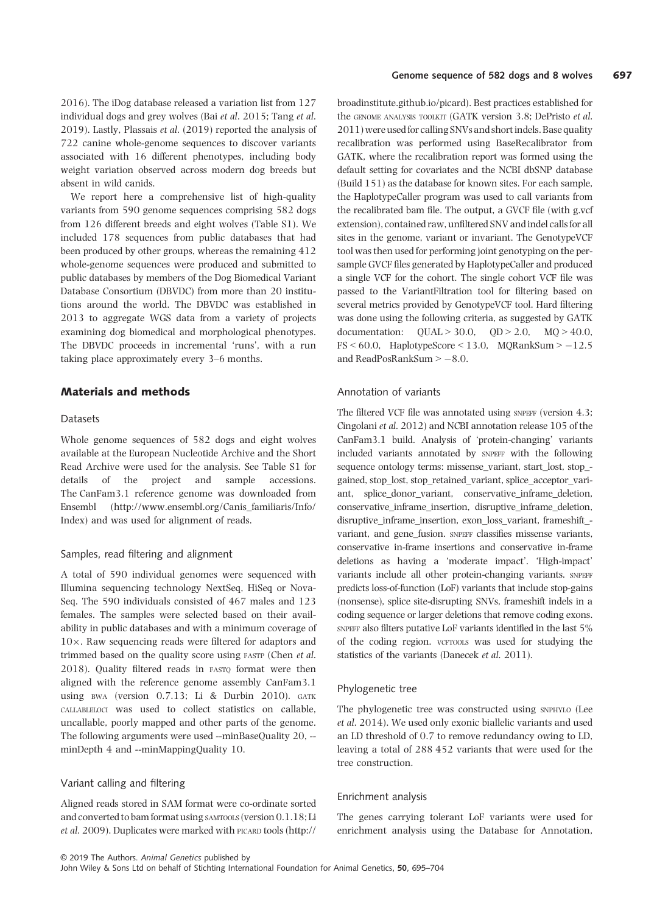2016). The iDog database released a variation list from 127 individual dogs and grey wolves (Bai *et al.* 2015; Tang *et al.* 2019). Lastly, Plassais *et al.* (2019) reported the analysis of 722 canine whole-genome sequences to discover variants associated with 16 different phenotypes, including body weight variation observed across modern dog breeds but absent in wild canids.

We report here a comprehensive list of high-quality variants from 590 genome sequences comprising 582 dogs from 126 different breeds and eight wolves (Table S1). We included 178 sequences from public databases that had been produced by other groups, whereas the remaining 412 whole-genome sequences were produced and submitted to public databases by members of the Dog Biomedical Variant Database Consortium (DBVDC) from more than 20 institutions around the world. The DBVDC was established in 2013 to aggregate WGS data from a variety of projects examining dog biomedical and morphological phenotypes. The DBVDC proceeds in incremental 'runs', with a run taking place approximately every 3–6 months.

## Materials and methods

### Datasets

Whole genome sequences of 582 dogs and eight wolves available at the European Nucleotide Archive and the Short Read Archive were used for the analysis. See Table S1 for details of the project and sample accessions. The CanFam3.1 reference genome was downloaded from Ensembl (http://www.ensembl.org/Canis_familiaris/Info/Index) and was used for alignment of reads.

### Samples, read filtering and alignment

A total of 590 individual genomes were sequenced with Illumina sequencing technology NextSeq, HiSeq or NovaSeq. The 590 individuals consisted of 467 males and 123 females. The samples were selected based on their availability in public databases and with a minimum coverage of 10×. Raw sequencing reads were filtered for adaptors and trimmed based on the quality score using FASTP (Chen *et al.* 2018). Quality filtered reads in FASTQ format were then aligned with the reference genome assembly CanFam3.1 using BWA (version 0.7.13; Li & Durbin 2010). GATK CALLABLELOCI was used to collect statistics on callable, uncallable, poorly mapped and other parts of the genome. The following arguments were used --minBaseQuality 20, --minDepth 4 and --minMappingQuality 10.

### Variant calling and filtering

Aligned reads stored in SAM format were co-ordinate sorted and converted to bam format using SAMTOOLS (version 0.1.18; Li *et al.* 2009). Duplicates were marked with PICARD tools (http://broadinstitute.github.io/picard). Best practices established for the GENOME ANALYSIS TOOLKIT (GATK version 3.8; DePristo *et al.* 2011) were used for calling SNVs and short indels. Base quality recalibration was performed using BaseRecalibrator from GATK, where the recalibration report was formed using the default setting for covariates and the NCBI dbSNP database (Build 151) as the database for known sites. For each sample, the HaplotypeCaller program was used to call variants from the recalibrated bam file. The output, a GVCF file (with g.vcf extension), contained raw, unfiltered SNV and indel calls for all sites in the genome, variant or invariant. The GenotypeVCF tool was then used for performing joint genotyping on the per-sample GVCF files generated by HaplotypeCaller and produced a single VCF for the cohort. The single cohort VCF file was passed to the VariantFiltration tool for filtering based on several metrics provided by GenotypeVCF tool. Hard filtering was done using the following criteria, as suggested by GATK documentation: QUAL > 30.0, QD > 2.0, MQ > 40.0, FS < 60.0, HaplotypeScore < 13.0, MQRankSum > −12.5 and ReadPosRankSum > −8.0.

### Annotation of variants

The filtered VCF file was annotated using SNPEFF (version 4.3; Cingolani *et al.* 2012) and NCBI annotation release 105 of the CanFam3.1 build. Analysis of 'protein-changing' variants included variants annotated by SNPEFF with the following sequence ontology terms: missense_variant, start_lost, stop_gained, stop_lost, stop_retained_variant, splice_acceptor_variant, splice_donor_variant, conservative_inframe_deletion, conservative_inframe_insertion, disruptive_inframe_deletion, disruptive_inframe_insertion, exon_loss_variant, frameshift_variant, and gene_fusion. SNPEFF classifies missense variants, conservative in-frame insertions and conservative in-frame deletions as having a 'moderate impact'. 'High-impact' variants include all other protein-changing variants. SNPEFF predicts loss-of-function (LoF) variants that include stop-gains (nonsense), splice site-disrupting SNVs, frameshift indels in a coding sequence or larger deletions that remove coding exons. SNPEFF also filters putative LoF variants identified in the last 5% of the coding region. VCFTOOLS was used for studying the statistics of the variants (Danecek *et al.* 2011).

### Phylogenetic tree

The phylogenetic tree was constructed using SNPHYLO (Lee *et al.* 2014). We used only exonic biallelic variants and used an LD threshold of 0.7 to remove redundancy owing to LD, leaving a total of 288 452 variants that were used for the tree construction.

### Enrichment analysis

The genes carrying tolerant LoF variants were used for enrichment analysis using the Database for Annotation,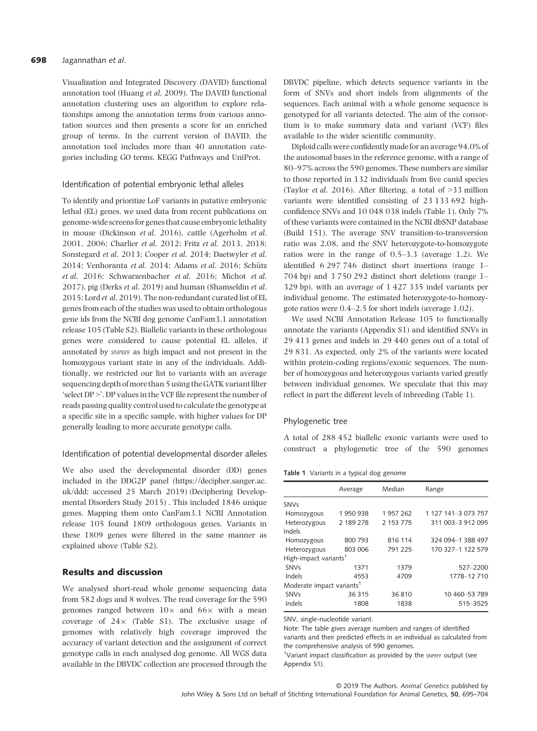Visualization and Integrated Discovery (DAVID) functional annotation tool (Huang *et al.* 2009). The DAVID functional annotation clustering uses an algorithm to explore relationships among the annotation terms from various annotation sources and then presents a score for an enriched group of terms. In the current version of DAVID, the annotation tool includes more than 40 annotation categories including GO terms, KEGG Pathways and UniProt.

### Identification of potential embryonic lethal alleles

To identify and prioritize LoF variants in putative embryonic lethal (EL) genes, we used data from recent publications on genome-wide screens for genes that cause embryonic lethality in mouse (Dickinson *et al.* 2016), cattle (Agerholm *et al.* 2001, 2006; Charlier *et al.* 2012; Fritz *et al.* 2013, 2018; Sonstegard *et al.* 2013; Cooper *et al.* 2014; Daetwyler *et al.* 2014; Venhoranta *et al.* 2014; Adams *et al.* 2016; Schütz *et al.* 2016; Schwarzenbacher *et al.* 2016; Michot *et al.* 2017), pig (Derks *et al.* 2019) and human (Shamseldin *et al.* 2015; Lord *et al.* 2019). The non-redundant curated list of EL genes from each of the studies was used to obtain orthologous gene ids from the NCBI dog genome CanFam3.1 annotation release 105 (Table S2). Biallelic variants in these orthologous genes were considered to cause potential EL alleles, if annotated by SNPEFF as high impact and not present in the homozygous variant state in any of the individuals. Additionally, we restricted our list to variants with an average sequencing depth of more than 5 using the GATK variant filter 'select DP >'. DP values in the VCF file represent the number of reads passing quality control used to calculate the genotype at a specific site in a specific sample, with higher values for DP generally leading to more accurate genotype calls.

### Identification of potential developmental disorder alleles

We also used the developmental disorder (DD) genes included in the DDG2P panel (https://decipher.sanger.ac.uk/ddd; accessed 25 March 2019) (Deciphering Developmental Disorders Study 2015) . This included 1846 unique genes. Mapping them onto CanFam3.1 NCBI Annotation release 105 found 1809 orthologous genes. Variants in these 1809 genes were filtered in the same manner as explained above (Table S2).

## Results and discussion

We analysed short-read whole genome sequencing data from 582 dogs and 8 wolves. The read coverage for the 590 genomes ranged between 10× and 66× with a mean coverage of 24× (Table S1). The exclusive usage of genomes with relatively high coverage improved the accuracy of variant detection and the assignment of correct genotype calls in each analysed dog genome. All WGS data available in the DBVDC collection are processed through the DBVDC pipeline, which detects sequence variants in the form of SNVs and short indels from alignments of the sequences. Each animal with a whole genome sequence is genotyped for all variants detected. The aim of the consortium is to make summary data and variant (VCF) files available to the wider scientific community.

Diploid calls were confidently made for an average 94.0% of the autosomal bases in the reference genome, with a range of 80–97% across the 590 genomes. These numbers are similar to those reported in 132 individuals from five canid species (Taylor *et al.* 2016). After filtering, a total of >33 million variants were identified consisting of 23 133 692 high-confidence SNVs and 10 048 038 indels (Table 1). Only 7% of these variants were contained in the NCBI dbSNP database (Build 151). The average SNV transition-to-transversion ratio was 2.08, and the SNV heterozygote-to-homozygote ratios were in the range of 0.5–3.3 (average 1.2). We identified 6 297 746 distinct short insertions (range 1–704 bp) and 3 750 292 distinct short deletions (range 1–329 bp), with an average of 1 427 335 indel variants per individual genome. The estimated heterozygote-to-homozygote ratios were 0.4–2.5 for short indels (average 1.02).

We used NCBI Annotation Release 105 to functionally annotate the variants (Appendix S1) and identified SNVs in 29 413 genes and indels in 29 440 genes out of a total of 29 831. As expected, only 2% of the variants were located within protein-coding regions/exonic sequences. The number of homozygous and heterozygous variants varied greatly between individual genomes. We speculate that this may reflect in part the different levels of inbreeding (Table 1).

### Phylogenetic tree

A total of 288 452 biallelic exonic variants were used to construct a phylogenetic tree of the 590 genomes

**Table 1** Variants in a typical dog genome

| | Average | Median | Range |
|---|---|---|---|
| SNVs | | | |
| Homozygous | 1 950 938 | 1 957 262 | 1 127 141–3 073 757 |
| Heterozygous | 2 189 278 | 2 153 775 | 311 003–3 912 095 |
| Indels | | | |
| Homozygous | 800 793 | 816 114 | 324 094–1 388 497 |
| Heterozygous | 803 006 | 791 225 | 170 327–1 122 579 |
| High-impact variants[1] | | | |
| SNVs | 1371 | 1379 | 527–2200 |
| Indels | 4553 | 4709 | 1778–12 710 |
| Moderate impact variants[1] | | | |
| SNVs | 36 315 | 36 810 | 10 460–53 789 |
| Indels | 1808 | 1838 | 515–3525 |

SNV, single-nucleotide variant.

Note: The table gives average numbers and ranges of identified variants and their predicted effects in an individual as calculated from the comprehensive analysis of 590 genomes.

[1]Variant impact classification as provided by the SNPEFF output (see Appendix S1).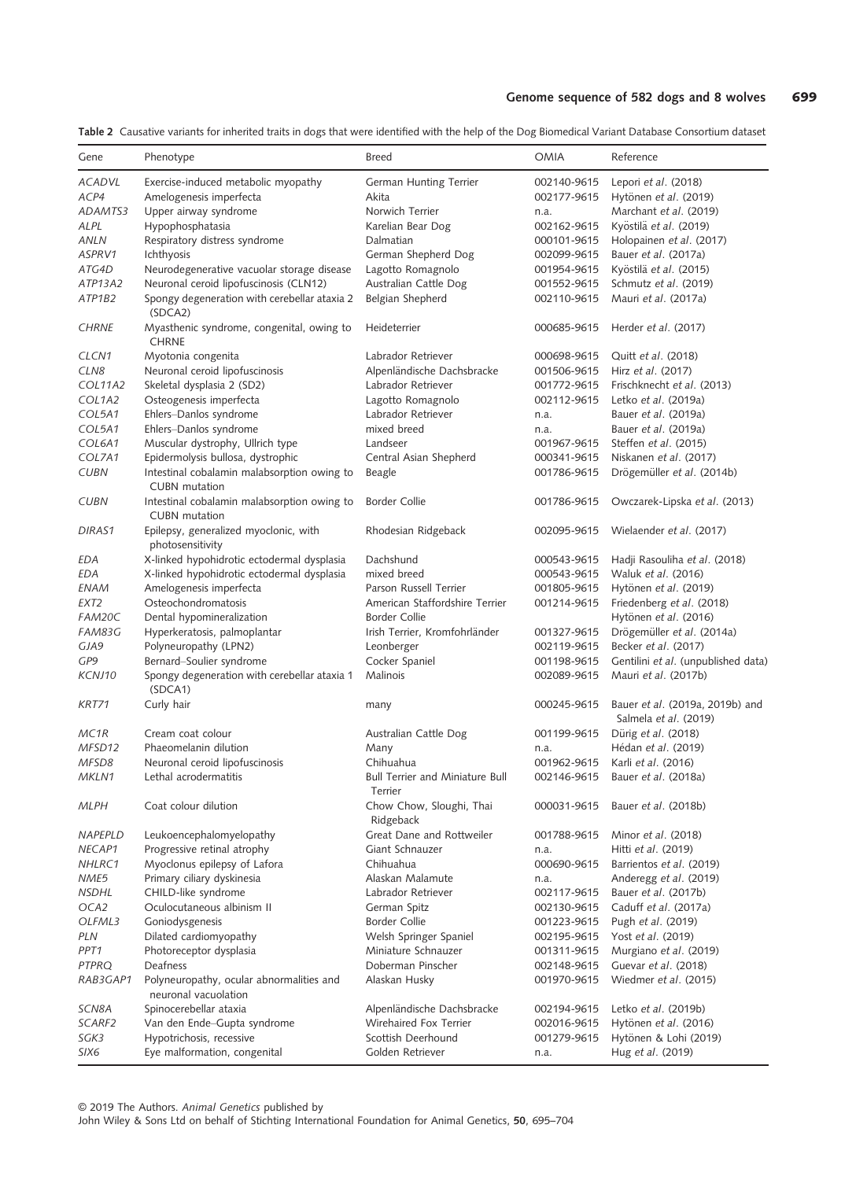**Table 2** Causative variants for inherited traits in dogs that were identified with the help of the Dog Biomedical Variant Database Consortium dataset

| Gene | Phenotype | Breed | OMIA | Reference |
|---|---|---|---|---|
| *ACADVL* | Exercise-induced metabolic myopathy | German Hunting Terrier | 002140-9615 | Lepori *et al*. (2018) |
| *ACP4* | Amelogenesis imperfecta | Akita | 002177-9615 | Hytönen *et al*. (2019) |
| *ADAMTS3* | Upper airway syndrome | Norwich Terrier | n.a. | Marchant *et al*. (2019) |
| *ALPL* | Hypophosphatasia | Karelian Bear Dog | 002162-9615 | Kyöstilä *et al*. (2019) |
| *ANLN* | Respiratory distress syndrome | Dalmatian | 000101-9615 | Holopainen *et al*. (2017) |
| *ASPRV1* | Ichthyosis | German Shepherd Dog | 002099-9615 | Bauer *et al*. (2017a) |
| *ATG4D* | Neurodegenerative vacuolar storage disease | Lagotto Romagnolo | 001954-9615 | Kyöstilä *et al*. (2015) |
| *ATP13A2* | Neuronal ceroid lipofuscinosis (CLN12) | Australian Cattle Dog | 001552-9615 | Schmutz *et al*. (2019) |
| *ATP1B2* | Spongy degeneration with cerebellar ataxia 2 (SDCA2) | Belgian Shepherd | 002110-9615 | Mauri *et al*. (2017a) |
| *CHRNE* | Myasthenic syndrome, congenital, owing to CHRNE | Heideterrier | 000685-9615 | Herder *et al*. (2017) |
| *CLCN1* | Myotonia congenita | Labrador Retriever | 000698-9615 | Quitt *et al*. (2018) |
| *CLN8* | Neuronal ceroid lipofuscinosis | Alpenländische Dachsbracke | 001506-9615 | Hirz *et al*. (2017) |
| *COL11A2* | Skeletal dysplasia 2 (SD2) | Labrador Retriever | 001772-9615 | Frischknecht *et al*. (2013) |
| *COL1A2* | Osteogenesis imperfecta | Lagotto Romagnolo | 002112-9615 | Letko *et al*. (2019a) |
| *COL5A1* | Ehlers–Danlos syndrome | Labrador Retriever | n.a. | Bauer *et al*. (2019a) |
| *COL5A1* | Ehlers–Danlos syndrome | mixed breed | n.a. | Bauer *et al*. (2019a) |
| *COL6A1* | Muscular dystrophy, Ullrich type | Landseer | 001967-9615 | Steffen *et al*. (2015) |
| *COL7A1* | Epidermolysis bullosa, dystrophic | Central Asian Shepherd | 000341-9615 | Niskanen *et al*. (2017) |
| *CUBN* | Intestinal cobalamin malabsorption owing to CUBN mutation | Beagle | 001786-9615 | Drögemüller *et al*. (2014b) |
| *CUBN* | Intestinal cobalamin malabsorption owing to CUBN mutation | Border Collie | 001786-9615 | Owczarek-Lipska *et al*. (2013) |
| *DIRAS1* | Epilepsy, generalized myoclonic, with photosensitivity | Rhodesian Ridgeback | 002095-9615 | Wielaender *et al*. (2017) |
| *EDA* | X-linked hypohidrotic ectodermal dysplasia | Dachshund | 000543-9615 | Hadji Rasouliha *et al*. (2018) |
| *EDA* | X-linked hypohidrotic ectodermal dysplasia | mixed breed | 000543-9615 | Waluk *et al*. (2016) |
| *ENAM* | Amelogenesis imperfecta | Parson Russell Terrier | 001805-9615 | Hytönen *et al*. (2019) |
| *EXT2* | Osteochondromatosis | American Staffordshire Terrier | 001214-9615 | Friedenberg *et al*. (2018) |
| *FAM20C* | Dental hypomineralization | Border Collie | | Hytönen *et al*. (2016) |
| *FAM83G* | Hyperkeratosis, palmoplantar | Irish Terrier, Kromfohrländer | 001327-9615 | Drögemüller *et al*. (2014a) |
| *GJA9* | Polyneuropathy (LPN2) | Leonberger | 002119-9615 | Becker *et al*. (2017) |
| *GP9* | Bernard–Soulier syndrome | Cocker Spaniel | 001198-9615 | Gentilini *et al*. (unpublished data) |
| *KCNJ10* | Spongy degeneration with cerebellar ataxia 1 (SDCA1) | Malinois | 002089-9615 | Mauri *et al*. (2017b) |
| *KRT71* | Curly hair | many | 000245-9615 | Bauer *et al*. (2019a, 2019b) and Salmela *et al*. (2019) |
| *MC1R* | Cream coat colour | Australian Cattle Dog | 001199-9615 | Dürig *et al*. (2018) |
| *MFSD12* | Phaeomelanin dilution | Many | n.a. | Hédan *et al*. (2019) |
| *MFSD8* | Neuronal ceroid lipofuscinosis | Chihuahua | 001962-9615 | Karli *et al*. (2016) |
| *MKLN1* | Lethal acrodermatitis | Bull Terrier and Miniature Bull Terrier | 002146-9615 | Bauer *et al*. (2018a) |
| *MLPH* | Coat colour dilution | Chow Chow, Sloughi, Thai Ridgeback | 000031-9615 | Bauer *et al*. (2018b) |
| *NAPEPLD* | Leukoencephalomyelopathy | Great Dane and Rottweiler | 001788-9615 | Minor *et al*. (2018) |
| *NECAP1* | Progressive retinal atrophy | Giant Schnauzer | n.a. | Hitti *et al*. (2019) |
| *NHLRC1* | Myoclonus epilepsy of Lafora | Chihuahua | 000690-9615 | Barrientos *et al*. (2019) |
| *NME5* | Primary ciliary dyskinesia | Alaskan Malamute | n.a. | Anderegg *et al*. (2019) |
| *NSDHL* | CHILD-like syndrome | Labrador Retriever | 002117-9615 | Bauer *et al*. (2017b) |
| *OCA2* | Oculocutaneous albinism II | German Spitz | 002130-9615 | Caduff *et al*. (2017a) |
| *OLFML3* | Goniodysgenesis | Border Collie | 001223-9615 | Pugh *et al*. (2019) |
| *PLN* | Dilated cardiomyopathy | Welsh Springer Spaniel | 002195-9615 | Yost *et al*. (2019) |
| *PPT1* | Photoreceptor dysplasia | Miniature Schnauzer | 001311-9615 | Murgiano *et al*. (2019) |
| *PTPRQ* | Deafness | Doberman Pinscher | 002148-9615 | Guevar *et al*. (2018) |
| *RAB3GAP1* | Polyneuropathy, ocular abnormalities and neuronal vacuolation | Alaskan Husky | 001970-9615 | Wiedmer *et al*. (2015) |
| *SCN8A* | Spinocerebellar ataxia | Alpenländische Dachsbracke | 002194-9615 | Letko *et al*. (2019b) |
| *SCARF2* | Van den Ende–Gupta syndrome | Wirehaired Fox Terrier | 002016-9615 | Hytönen *et al*. (2016) |
| *SGK3* | Hypotrichosis, recessive | Scottish Deerhound | 001279-9615 | Hytönen & Lohi (2019) |
| *SIX6* | Eye malformation, congenital | Golden Retriever | n.a. | Hug *et al*. (2019) |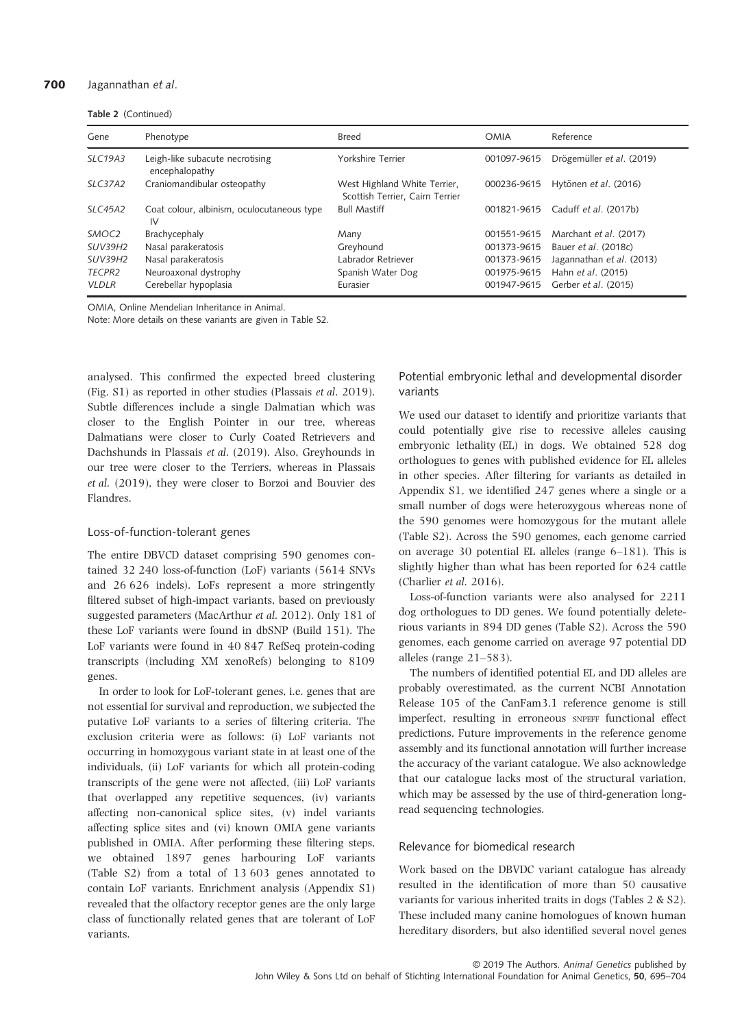Table 2 (Continued)

| Gene | Phenotype | Breed | OMIA | Reference |
|---|---|---|---|---|
| *SLC19A3* | Leigh-like subacute necrotising encephalopathy | Yorkshire Terrier | 001097-9615 | Drögemüller *et al.* (2019) |
| *SLC37A2* | Craniomandibular osteopathy | West Highland White Terrier, Scottish Terrier, Cairn Terrier | 000236-9615 | Hytönen *et al.* (2016) |
| *SLC45A2* | Coat colour, albinism, oculocutaneous type IV | Bull Mastiff | 001821-9615 | Caduff *et al.* (2017b) |
| *SMOC2* | Brachycephaly | Many | 001551-9615 | Marchant *et al.* (2017) |
| *SUV39H2* | Nasal parakeratosis | Greyhound | 001373-9615 | Bauer *et al.* (2018c) |
| *SUV39H2* | Nasal parakeratosis | Labrador Retriever | 001373-9615 | Jagannathan *et al.* (2013) |
| *TECPR2* | Neuroaxonal dystrophy | Spanish Water Dog | 001975-9615 | Hahn *et al.* (2015) |
| *VLDLR* | Cerebellar hypoplasia | Eurasier | 001947-9615 | Gerber *et al.* (2015) |

OMIA, Online Mendelian Inheritance in Animal.

Note: More details on these variants are given in Table S2.

analysed. This confirmed the expected breed clustering (Fig. S1) as reported in other studies (Plassais *et al.* 2019). Subtle differences include a single Dalmatian which was closer to the English Pointer in our tree, whereas Dalmatians were closer to Curly Coated Retrievers and Dachshunds in Plassais *et al.* (2019). Also, Greyhounds in our tree were closer to the Terriers, whereas in Plassais *et al.* (2019), they were closer to Borzoi and Bouvier des Flandres.

### Loss-of-function-tolerant genes

The entire DBVCD dataset comprising 590 genomes contained 32 240 loss-of-function (LoF) variants (5614 SNVs and 26 626 indels). LoFs represent a more stringently filtered subset of high-impact variants, based on previously suggested parameters (MacArthur *et al.* 2012). Only 181 of these LoF variants were found in dbSNP (Build 151). The LoF variants were found in 40 847 RefSeq protein-coding transcripts (including XM xenoRefs) belonging to 8109 genes.

In order to look for LoF-tolerant genes, i.e. genes that are not essential for survival and reproduction, we subjected the putative LoF variants to a series of filtering criteria. The exclusion criteria were as follows: (i) LoF variants not occurring in homozygous variant state in at least one of the individuals, (ii) LoF variants for which all protein-coding transcripts of the gene were not affected, (iii) LoF variants that overlapped any repetitive sequences, (iv) variants affecting non-canonical splice sites, (v) indel variants affecting splice sites and (vi) known OMIA gene variants published in OMIA. After performing these filtering steps, we obtained 1897 genes harbouring LoF variants (Table S2) from a total of 13 603 genes annotated to contain LoF variants. Enrichment analysis (Appendix S1) revealed that the olfactory receptor genes are the only large class of functionally related genes that are tolerant of LoF variants.

### Potential embryonic lethal and developmental disorder variants

We used our dataset to identify and prioritize variants that could potentially give rise to recessive alleles causing embryonic lethality (EL) in dogs. We obtained 528 dog orthologues to genes with published evidence for EL alleles in other species. After filtering for variants as detailed in Appendix S1, we identified 247 genes where a single or a small number of dogs were heterozygous whereas none of the 590 genomes were homozygous for the mutant allele (Table S2). Across the 590 genomes, each genome carried on average 30 potential EL alleles (range 6–181). This is slightly higher than what has been reported for 624 cattle (Charlier *et al.* 2016).

Loss-of-function variants were also analysed for 2211 dog orthologues to DD genes. We found potentially deleterious variants in 894 DD genes (Table S2). Across the 590 genomes, each genome carried on average 97 potential DD alleles (range 21–583).

The numbers of identified potential EL and DD alleles are probably overestimated, as the current NCBI Annotation Release 105 of the CanFam3.1 reference genome is still imperfect, resulting in erroneous SNPEFF functional effect predictions. Future improvements in the reference genome assembly and its functional annotation will further increase the accuracy of the variant catalogue. We also acknowledge that our catalogue lacks most of the structural variation, which may be assessed by the use of third-generation long-read sequencing technologies.

### Relevance for biomedical research

Work based on the DBVDC variant catalogue has already resulted in the identification of more than 50 causative variants for various inherited traits in dogs (Tables 2 & S2). These included many canine homologues of known human hereditary disorders, but also identified several novel genes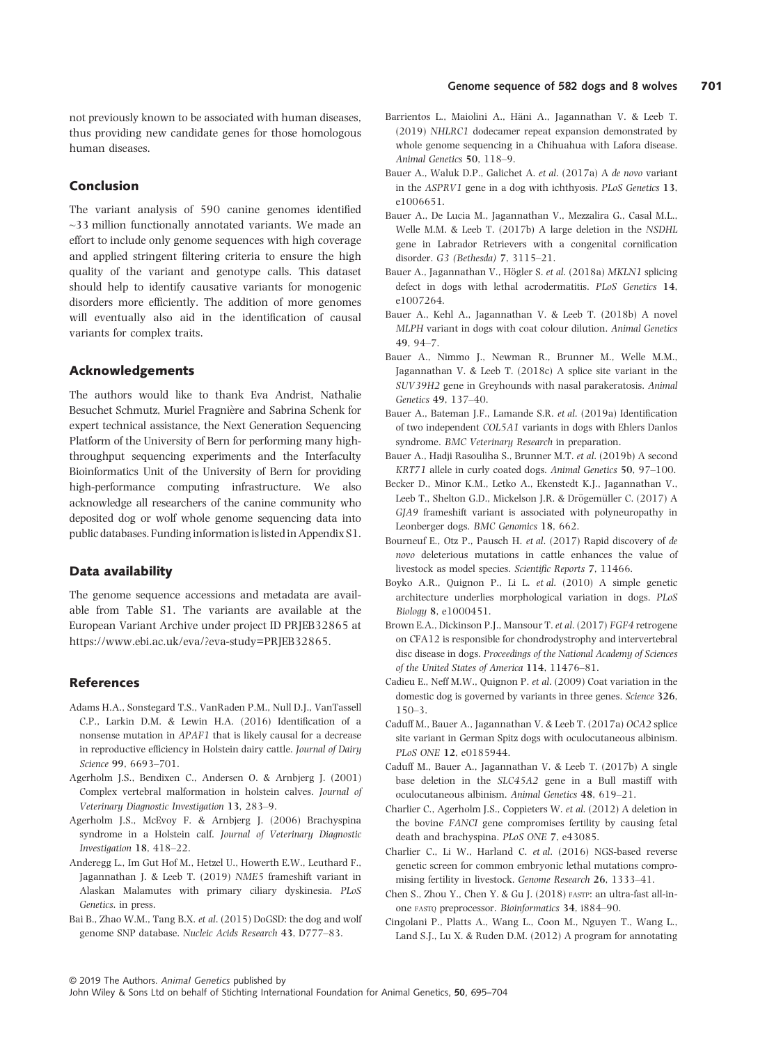not previously known to be associated with human diseases, thus providing new candidate genes for those homologous human diseases.

## Conclusion

The variant analysis of 590 canine genomes identified ~33 million functionally annotated variants. We made an effort to include only genome sequences with high coverage and applied stringent filtering criteria to ensure the high quality of the variant and genotype calls. This dataset should help to identify causative variants for monogenic disorders more efficiently. The addition of more genomes will eventually also aid in the identification of causal variants for complex traits.

## Acknowledgements

The authors would like to thank Eva Andrist, Nathalie Besuchet Schmutz, Muriel Fragnière and Sabrina Schenk for expert technical assistance, the Next Generation Sequencing Platform of the University of Bern for performing many high-throughput sequencing experiments and the Interfaculty Bioinformatics Unit of the University of Bern for providing high-performance computing infrastructure. We also acknowledge all researchers of the canine community who deposited dog or wolf whole genome sequencing data into public databases. Funding information is listed in Appendix S1.

## Data availability

The genome sequence accessions and metadata are available from Table S1. The variants are available at the European Variant Archive under project ID PRJEB32865 at https://www.ebi.ac.uk/eva/?eva-study=PRJEB32865.

## References

Adams H.A., Sonstegard T.S., VanRaden P.M., Null D.J., VanTassell C.P., Larkin D.M. & Lewin H.A. (2016) Identification of a nonsense mutation in *APAF1* that is likely causal for a decrease in reproductive efficiency in Holstein dairy cattle. *Journal of Dairy Science* **99**, 6693–701.

Agerholm J.S., Bendixen C., Andersen O. & Arnbjerg J. (2001) Complex vertebral malformation in holstein calves. *Journal of Veterinary Diagnostic Investigation* **13**, 283–9.

Agerholm J.S., McEvoy F. & Arnbjerg J. (2006) Brachyspina syndrome in a Holstein calf. *Journal of Veterinary Diagnostic Investigation* **18**, 418–22.

Anderegg L., Im Gut Hof M., Hetzel U., Howerth E.W., Leuthard F., Jagannathan J. & Leeb T. (2019) *NME5* frameshift variant in Alaskan Malamutes with primary ciliary dyskinesia. *PLoS Genetics*. in press.

Bai B., Zhao W.M., Tang B.X. *et al*. (2015) DoGSD: the dog and wolf genome SNP database. *Nucleic Acids Research* **43**, D777–83.

Barrientos L., Maiolini A., Häni A., Jagannathan V. & Leeb T. (2019) *NHLRC1* dodecamer repeat expansion demonstrated by whole genome sequencing in a Chihuahua with Lafora disease. *Animal Genetics* **50**, 118–9.

Bauer A., Waluk D.P., Galichet A. *et al*. (2017a) A *de novo* variant in the *ASPRV1* gene in a dog with ichthyosis. *PLoS Genetics* **13**, e1006651.

Bauer A., De Lucia M., Jagannathan V., Mezzalira G., Casal M.L., Welle M.M. & Leeb T. (2017b) A large deletion in the *NSDHL* gene in Labrador Retrievers with a congenital cornification disorder. *G3 (Bethesda)* **7**, 3115–21.

Bauer A., Jagannathan V., Högler S. *et al*. (2018a) *MKLN1* splicing defect in dogs with lethal acrodermatitis. *PLoS Genetics* **14**, e1007264.

Bauer A., Kehl A., Jagannathan V. & Leeb T. (2018b) A novel *MLPH* variant in dogs with coat colour dilution. *Animal Genetics* **49**, 94–7.

Bauer A., Nimmo J., Newman R., Brunner M., Welle M.M., Jagannathan V. & Leeb T. (2018c) A splice site variant in the *SUV39H2* gene in Greyhounds with nasal parakeratosis. *Animal Genetics* **49**, 137–40.

Bauer A., Bateman J.F., Lamande S.R. *et al*. (2019a) Identification of two independent *COL5A1* variants in dogs with Ehlers Danlos syndrome. *BMC Veterinary Research* in preparation.

Bauer A., Hadji Rasouliha S., Brunner M.T. *et al*. (2019b) A second *KRT71* allele in curly coated dogs. *Animal Genetics* **50**, 97–100.

Becker D., Minor K.M., Letko A., Ekenstedt K.J., Jagannathan V., Leeb T., Shelton G.D., Mickelson J.R. & Drögemüller C. (2017) A *GJA9* frameshift variant is associated with polyneuropathy in Leonberger dogs. *BMC Genomics* **18**, 662.

Bourneuf E., Otz P., Pausch H. *et al*. (2017) Rapid discovery of *de novo* deleterious mutations in cattle enhances the value of livestock as model species. *Scientific Reports* **7**, 11466.

Boyko A.R., Quignon P., Li L. *et al*. (2010) A simple genetic architecture underlies morphological variation in dogs. *PLoS Biology* **8**, e1000451.

Brown E.A., Dickinson P.J., Mansour T. *et al*. (2017) *FGF4* retrogene on CFA12 is responsible for chondrodystrophy and intervertebral disc disease in dogs. *Proceedings of the National Academy of Sciences of the United States of America* **114**, 11476–81.

Cadieu E., Neff M.W., Quignon P. *et al*. (2009) Coat variation in the domestic dog is governed by variants in three genes. *Science* **326**, 150–3.

Caduff M., Bauer A., Jagannathan V. & Leeb T. (2017a) *OCA2* splice site variant in German Spitz dogs with oculocutaneous albinism. *PLoS ONE* **12**, e0185944.

Caduff M., Bauer A., Jagannathan V. & Leeb T. (2017b) A single base deletion in the *SLC45A2* gene in a Bull mastiff with oculocutaneous albinism. *Animal Genetics* **48**, 619–21.

Charlier C., Agerholm J.S., Coppieters W. *et al*. (2012) A deletion in the bovine *FANCI* gene compromises fertility by causing fetal death and brachyspina. *PLoS ONE* **7**, e43085.

Charlier C., Li W., Harland C. *et al*. (2016) NGS-based reverse genetic screen for common embryonic lethal mutations compromising fertility in livestock. *Genome Research* **26**, 1333–41.

Chen S., Zhou Y., Chen Y. & Gu J. (2018) FASTP: an ultra-fast all-in-one FASTQ preprocessor. *Bioinformatics* **34**, i884–90.

Cingolani P., Platts A., Wang L., Coon M., Nguyen T., Wang L., Land S.J., Lu X. & Ruden D.M. (2012) A program for annotating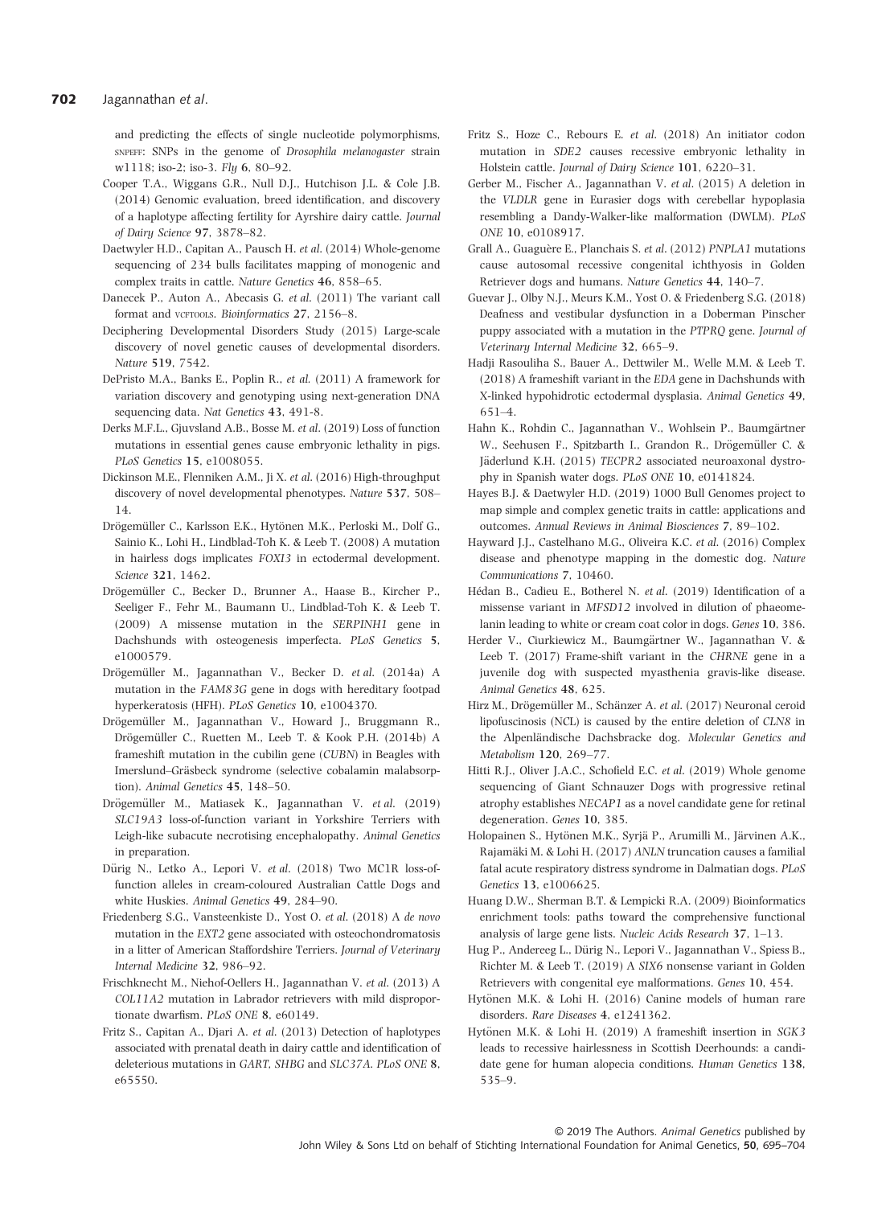and predicting the effects of single nucleotide polymorphisms, SNPEFF: SNPs in the genome of *Drosophila melanogaster* strain w1118; iso-2; iso-3. *Fly* **6**, 80–92.

Cooper T.A., Wiggans G.R., Null D.J., Hutchison J.L. & Cole J.B. (2014) Genomic evaluation, breed identification, and discovery of a haplotype affecting fertility for Ayrshire dairy cattle. *Journal of Dairy Science* **97**, 3878–82.

Daetwyler H.D., Capitan A., Pausch H. *et al.* (2014) Whole-genome sequencing of 234 bulls facilitates mapping of monogenic and complex traits in cattle. *Nature Genetics* **46**, 858–65.

Danecek P., Auton A., Abecasis G. *et al.* (2011) The variant call format and VCFTOOLS. *Bioinformatics* **27**, 2156–8.

Deciphering Developmental Disorders Study (2015) Large-scale discovery of novel genetic causes of developmental disorders. *Nature* **519**, 7542.

DePristo M.A., Banks E., Poplin R., *et al.* (2011) A framework for variation discovery and genotyping using next-generation DNA sequencing data. *Nat Genetics* **43**, 491-8.

Derks M.F.L., Gjuvsland A.B., Bosse M. *et al.* (2019) Loss of function mutations in essential genes cause embryonic lethality in pigs. *PLoS Genetics* **15**, e1008055.

Dickinson M.E., Flenniken A.M., Ji X. *et al.* (2016) High-throughput discovery of novel developmental phenotypes. *Nature* **537**, 508–14.

Drögemüller C., Karlsson E.K., Hytönen M.K., Perloski M., Dolf G., Sainio K., Lohi H., Lindblad-Toh K. & Leeb T. (2008) A mutation in hairless dogs implicates *FOXI3* in ectodermal development. *Science* **321**, 1462.

Drögemüller C., Becker D., Brunner A., Haase B., Kircher P., Seeliger F., Fehr M., Baumann U., Lindblad-Toh K. & Leeb T. (2009) A missense mutation in the *SERPINH1* gene in Dachshunds with osteogenesis imperfecta. *PLoS Genetics* **5**, e1000579.

Drögemüller M., Jagannathan V., Becker D. *et al.* (2014a) A mutation in the *FAM83G* gene in dogs with hereditary footpad hyperkeratosis (HFH). *PLoS Genetics* **10**, e1004370.

Drögemüller M., Jagannathan V., Howard J., Bruggmann R., Drögemüller C., Ruetten M., Leeb T. & Kook P.H. (2014b) A frameshift mutation in the cubilin gene (*CUBN*) in Beagles with Imerslund–Gräsbeck syndrome (selective cobalamin malabsorption). *Animal Genetics* **45**, 148–50.

Drögemüller M., Matiasek K., Jagannathan V. *et al.* (2019) *SLC19A3* loss-of-function variant in Yorkshire Terriers with Leigh-like subacute necrotising encephalopathy. *Animal Genetics* in preparation.

Dürig N., Letko A., Lepori V. *et al.* (2018) Two MC1R loss-of-function alleles in cream-coloured Australian Cattle Dogs and white Huskies. *Animal Genetics* **49**, 284–90.

Friedenberg S.G., Vansteenkiste D., Yost O. *et al.* (2018) A *de novo* mutation in the *EXT2* gene associated with osteochondromatosis in a litter of American Staffordshire Terriers. *Journal of Veterinary Internal Medicine* **32**, 986–92.

Frischknecht M., Niehof-Oellers H., Jagannathan V. *et al.* (2013) A *COL11A2* mutation in Labrador retrievers with mild disproportionate dwarfism. *PLoS ONE* **8**, e60149.

Fritz S., Capitan A., Djari A. *et al.* (2013) Detection of haplotypes associated with prenatal death in dairy cattle and identification of deleterious mutations in *GART*, *SHBG* and *SLC37A*. *PLoS ONE* **8**, e65550.

Fritz S., Hoze C., Rebours E. *et al.* (2018) An initiator codon mutation in *SDE2* causes recessive embryonic lethality in Holstein cattle. *Journal of Dairy Science* **101**, 6220–31.

Gerber M., Fischer A., Jagannathan V. *et al.* (2015) A deletion in the *VLDLR* gene in Eurasier dogs with cerebellar hypoplasia resembling a Dandy-Walker-like malformation (DWLM). *PLoS ONE* **10**, e0108917.

Grall A., Guaguère E., Planchais S. *et al.* (2012) *PNPLA1* mutations cause autosomal recessive congenital ichthyosis in Golden Retriever dogs and humans. *Nature Genetics* **44**, 140–7.

Guevar J., Olby N.J., Meurs K.M., Yost O. & Friedenberg S.G. (2018) Deafness and vestibular dysfunction in a Doberman Pinscher puppy associated with a mutation in the *PTPRQ* gene. *Journal of Veterinary Internal Medicine* **32**, 665–9.

Hadji Rasouliha S., Bauer A., Dettwiler M., Welle M.M. & Leeb T. (2018) A frameshift variant in the *EDA* gene in Dachshunds with X-linked hypohidrotic ectodermal dysplasia. *Animal Genetics* **49**, 651–4.

Hahn K., Rohdin C., Jagannathan V., Wohlsein P., Baumgärtner W., Seehusen F., Spitzbarth I., Grandon R., Drögemüller C. & Jäderlund K.H. (2015) *TECPR2* associated neuroaxonal dystrophy in Spanish water dogs. *PLoS ONE* **10**, e0141824.

Hayes B.J. & Daetwyler H.D. (2019) 1000 Bull Genomes project to map simple and complex genetic traits in cattle: applications and outcomes. *Annual Reviews in Animal Biosciences* **7**, 89–102.

Hayward J.J., Castelhano M.G., Oliveira K.C. *et al.* (2016) Complex disease and phenotype mapping in the domestic dog. *Nature Communications* **7**, 10460.

Hédan B., Cadieu E., Botherel N. *et al.* (2019) Identification of a missense variant in *MFSD12* involved in dilution of phaeomelanin leading to white or cream coat color in dogs. *Genes* **10**, 386.

Herder V., Ciurkiewicz M., Baumgärtner W., Jagannathan V. & Leeb T. (2017) Frame-shift variant in the *CHRNE* gene in a juvenile dog with suspected myasthenia gravis-like disease. *Animal Genetics* **48**, 625.

Hirz M., Drögemüller M., Schänzer A. *et al.* (2017) Neuronal ceroid lipofuscinosis (NCL) is caused by the entire deletion of *CLN8* in the Alpenländische Dachsbracke dog. *Molecular Genetics and Metabolism* **120**, 269–77.

Hitti R.J., Oliver J.A.C., Schofield E.C. *et al.* (2019) Whole genome sequencing of Giant Schnauzer Dogs with progressive retinal atrophy establishes *NECAP1* as a novel candidate gene for retinal degeneration. *Genes* **10**, 385.

Holopainen S., Hytönen M.K., Syrjä P., Arumilli M., Järvinen A.K., Rajamäki M. & Lohi H. (2017) *ANLN* truncation causes a familial fatal acute respiratory distress syndrome in Dalmatian dogs. *PLoS Genetics* **13**, e1006625.

Huang D.W., Sherman B.T. & Lempicki R.A. (2009) Bioinformatics enrichment tools: paths toward the comprehensive functional analysis of large gene lists. *Nucleic Acids Research* **37**, 1–13.

Hug P., Andereeg L., Dürig N., Lepori V., Jagannathan V., Spiess B., Richter M. & Leeb T. (2019) A *SIX6* nonsense variant in Golden Retrievers with congenital eye malformations. *Genes* **10**, 454.

Hytönen M.K. & Lohi H. (2016) Canine models of human rare disorders. *Rare Diseases* **4**, e1241362.

Hytönen M.K. & Lohi H. (2019) A frameshift insertion in *SGK3* leads to recessive hairlessness in Scottish Deerhounds: a candidate gene for human alopecia conditions. *Human Genetics* **138**, 535–9.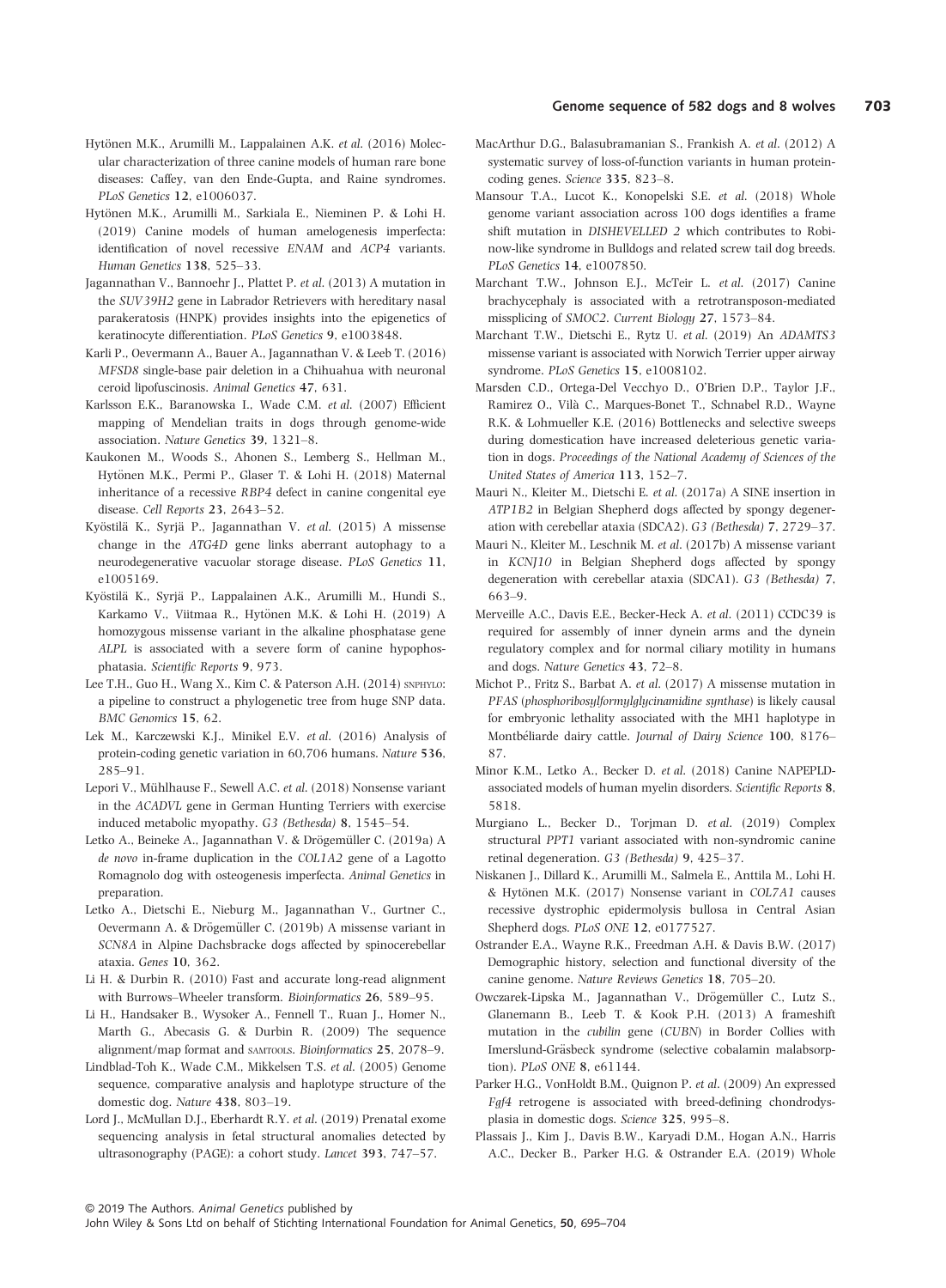Hytönen M.K., Arumilli M., Lappalainen A.K. *et al.* (2016) Molecular characterization of three canine models of human rare bone diseases: Caffey, van den Ende-Gupta, and Raine syndromes. *PLoS Genetics* **12**, e1006037.

Hytönen M.K., Arumilli M., Sarkiala E., Nieminen P. & Lohi H. (2019) Canine models of human amelogenesis imperfecta: identification of novel recessive *ENAM* and *ACP4* variants. *Human Genetics* **138**, 525–33.

Jagannathan V., Bannoehr J., Plattet P. *et al.* (2013) A mutation in the *SUV39H2* gene in Labrador Retrievers with hereditary nasal parakeratosis (HNPK) provides insights into the epigenetics of keratinocyte differentiation. *PLoS Genetics* **9**, e1003848.

Karli P., Oevermann A., Bauer A., Jagannathan V. & Leeb T. (2016) *MFSD8* single-base pair deletion in a Chihuahua with neuronal ceroid lipofuscinosis. *Animal Genetics* **47**, 631.

Karlsson E.K., Baranowska I., Wade C.M. *et al.* (2007) Efficient mapping of Mendelian traits in dogs through genome-wide association. *Nature Genetics* **39**, 1321–8.

Kaukonen M., Woods S., Ahonen S., Lemberg S., Hellman M., Hytönen M.K., Permi P., Glaser T. & Lohi H. (2018) Maternal inheritance of a recessive *RBP4* defect in canine congenital eye disease. *Cell Reports* **23**, 2643–52.

Kyöstilä K., Syrjä P., Jagannathan V. *et al.* (2015) A missense change in the *ATG4D* gene links aberrant autophagy to a neurodegenerative vacuolar storage disease. *PLoS Genetics* **11**, e1005169.

Kyöstilä K., Syrjä P., Lappalainen A.K., Arumilli M., Hundi S., Karkamo V., Viitmaa R., Hytönen M.K. & Lohi H. (2019) A homozygous missense variant in the alkaline phosphatase gene *ALPL* is associated with a severe form of canine hypophosphatasia. *Scientific Reports* **9**, 973.

Lee T.H., Guo H., Wang X., Kim C. & Paterson A.H. (2014) SNPHYLO: a pipeline to construct a phylogenetic tree from huge SNP data. *BMC Genomics* **15**, 62.

Lek M., Karczewski K.J., Minikel E.V. *et al.* (2016) Analysis of protein-coding genetic variation in 60,706 humans. *Nature* **536**, 285–91.

Lepori V., Mühlhause F., Sewell A.C. *et al.* (2018) Nonsense variant in the *ACADVL* gene in German Hunting Terriers with exercise induced metabolic myopathy. *G3 (Bethesda)* **8**, 1545–54.

Letko A., Beineke A., Jagannathan V. & Drögemüller C. (2019a) A *de novo* in-frame duplication in the *COL1A2* gene of a Lagotto Romagnolo dog with osteogenesis imperfecta. *Animal Genetics* in preparation.

Letko A., Dietschi E., Nieburg M., Jagannathan V., Gurtner C., Oevermann A. & Drögemüller C. (2019b) A missense variant in *SCN8A* in Alpine Dachsbracke dogs affected by spinocerebellar ataxia. *Genes* **10**, 362.

Li H. & Durbin R. (2010) Fast and accurate long-read alignment with Burrows–Wheeler transform. *Bioinformatics* **26**, 589–95.

Li H., Handsaker B., Wysoker A., Fennell T., Ruan J., Homer N., Marth G., Abecasis G. & Durbin R. (2009) The sequence alignment/map format and SAMTOOLS. *Bioinformatics* **25**, 2078–9.

Lindblad-Toh K., Wade C.M., Mikkelsen T.S. *et al.* (2005) Genome sequence, comparative analysis and haplotype structure of the domestic dog. *Nature* **438**, 803–19.

Lord J., McMullan D.J., Eberhardt R.Y. *et al.* (2019) Prenatal exome sequencing analysis in fetal structural anomalies detected by ultrasonography (PAGE): a cohort study. *Lancet* **393**, 747–57.

MacArthur D.G., Balasubramanian S., Frankish A. *et al.* (2012) A systematic survey of loss-of-function variants in human protein-coding genes. *Science* **335**, 823–8.

Mansour T.A., Lucot K., Konopelski S.E. *et al.* (2018) Whole genome variant association across 100 dogs identifies a frame shift mutation in *DISHEVELLED 2* which contributes to Robinow-like syndrome in Bulldogs and related screw tail dog breeds. *PLoS Genetics* **14**, e1007850.

Marchant T.W., Johnson E.J., McTeir L. *et al.* (2017) Canine brachycephaly is associated with a retrotransposon-mediated missplicing of *SMOC2*. *Current Biology* **27**, 1573–84.

Marchant T.W., Dietschi E., Rytz U. *et al.* (2019) An *ADAMTS3* missense variant is associated with Norwich Terrier upper airway syndrome. *PLoS Genetics* **15**, e1008102.

Marsden C.D., Ortega-Del Vecchyo D., O'Brien D.P., Taylor J.F., Ramirez O., Vilà C., Marques-Bonet T., Schnabel R.D., Wayne R.K. & Lohmueller K.E. (2016) Bottlenecks and selective sweeps during domestication have increased deleterious genetic variation in dogs. *Proceedings of the National Academy of Sciences of the United States of America* **113**, 152–7.

Mauri N., Kleiter M., Dietschi E. *et al.* (2017a) A SINE insertion in *ATP1B2* in Belgian Shepherd dogs affected by spongy degeneration with cerebellar ataxia (SDCA2). *G3 (Bethesda)* **7**, 2729–37.

Mauri N., Kleiter M., Leschnik M. *et al.* (2017b) A missense variant in *KCNJ10* in Belgian Shepherd dogs affected by spongy degeneration with cerebellar ataxia (SDCA1). *G3 (Bethesda)* **7**, 663–9.

Merveille A.C., Davis E.E., Becker-Heck A. *et al.* (2011) CCDC39 is required for assembly of inner dynein arms and the dynein regulatory complex and for normal ciliary motility in humans and dogs. *Nature Genetics* **43**, 72–8.

Michot P., Fritz S., Barbat A. *et al.* (2017) A missense mutation in *PFAS* (*phosphoribosylformylglycinamidine synthase*) is likely causal for embryonic lethality associated with the MH1 haplotype in Montbéliarde dairy cattle. *Journal of Dairy Science* **100**, 8176–87.

Minor K.M., Letko A., Becker D. *et al.* (2018) Canine NAPEPLD-associated models of human myelin disorders. *Scientific Reports* **8**, 5818.

Murgiano L., Becker D., Torjman D. *et al.* (2019) Complex structural *PPT1* variant associated with non-syndromic canine retinal degeneration. *G3 (Bethesda)* **9**, 425–37.

Niskanen J., Dillard K., Arumilli M., Salmela E., Anttila M., Lohi H. & Hytönen M.K. (2017) Nonsense variant in *COL7A1* causes recessive dystrophic epidermolysis bullosa in Central Asian Shepherd dogs. *PLoS ONE* **12**, e0177527.

Ostrander E.A., Wayne R.K., Freedman A.H. & Davis B.W. (2017) Demographic history, selection and functional diversity of the canine genome. *Nature Reviews Genetics* **18**, 705–20.

Owczarek-Lipska M., Jagannathan V., Drögemüller C., Lutz S., Glanemann B., Leeb T. & Kook P.H. (2013) A frameshift mutation in the *cubilin* gene (*CUBN*) in Border Collies with Imerslund-Gräsbeck syndrome (selective cobalamin malabsorption). *PLoS ONE* **8**, e61144.

Parker H.G., VonHoldt B.M., Quignon P. *et al.* (2009) An expressed *Fgf4* retrogene is associated with breed-defining chondrodysplasia in domestic dogs. *Science* **325**, 995–8.

Plassais J., Kim J., Davis B.W., Karyadi D.M., Hogan A.N., Harris A.C., Decker B., Parker H.G. & Ostrander E.A. (2019) Whole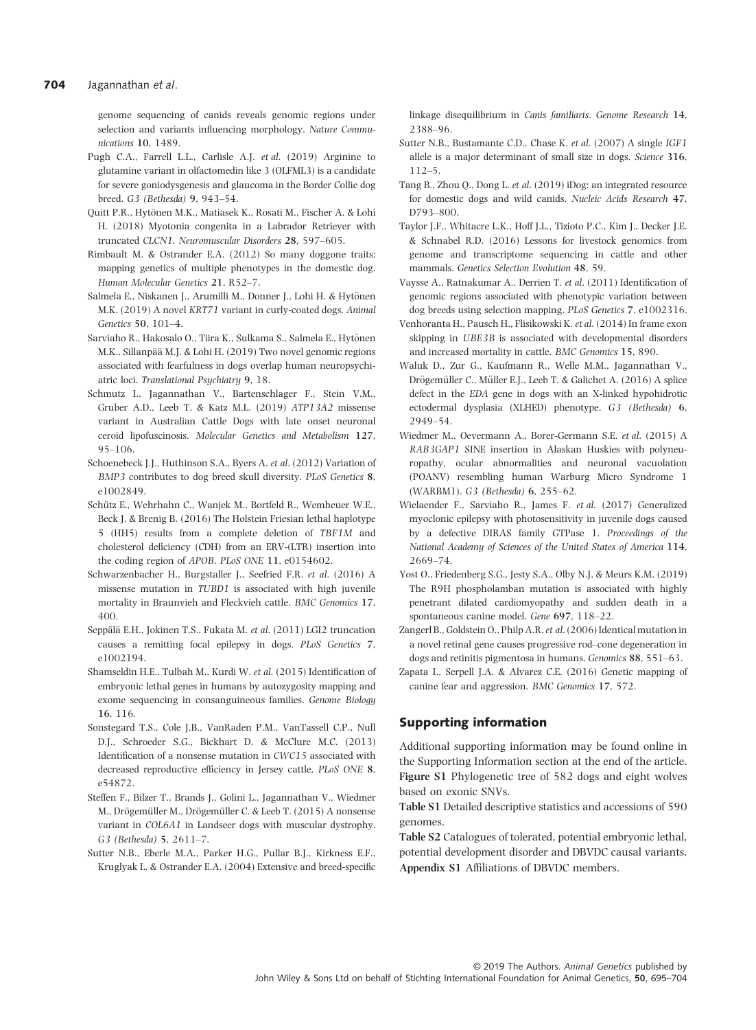genome sequencing of canids reveals genomic regions under selection and variants influencing morphology. *Nature Communications* **10**, 1489.

Pugh C.A., Farrell L.L., Carlisle A.J. *et al.* (2019) Arginine to glutamine variant in olfactomedin like 3 (OLFML3) is a candidate for severe goniodysgenesis and glaucoma in the Border Collie dog breed. *G3 (Bethesda)* **9**, 943–54.

Quitt P.R., Hytönen M.K., Matiasek K., Rosati M., Fischer A. & Lohi H. (2018) Myotonia congenita in a Labrador Retriever with truncated *CLCN1*. *Neuromuscular Disorders* **28**, 597–605.

Rimbault M. & Ostrander E.A. (2012) So many doggone traits: mapping genetics of multiple phenotypes in the domestic dog. *Human Molecular Genetics* **21**, R52–7.

Salmela E., Niskanen J., Arumilli M., Donner J., Lohi H. & Hytönen M.K. (2019) A novel *KRT71* variant in curly-coated dogs. *Animal Genetics* **50**, 101–4.

Sarviaho R., Hakosalo O., Tiira K., Sulkama S., Salmela E., Hytönen M.K., Sillanpää M.J. & Lohi H. (2019) Two novel genomic regions associated with fearfulness in dogs overlap human neuropsychiatric loci. *Translational Psychiatry* **9**, 18.

Schmutz I., Jagannathan V., Bartenschlager F., Stein V.M., Gruber A.D., Leeb T. & Katz M.L. (2019) *ATP13A2* missense variant in Australian Cattle Dogs with late onset neuronal ceroid lipofuscinosis. *Molecular Genetics and Metabolism* **127**, 95–106.

Schoenebeck J.J., Huthinson S.A., Byers A. *et al.* (2012) Variation of *BMP3* contributes to dog breed skull diversity. *PLoS Genetics* **8**, e1002849.

Schütz E., Wehrhahn C., Wanjek M., Bortfeld R., Wemheuer W.E., Beck J. & Brenig B. (2016) The Holstein Friesian lethal haplotype 5 (HH5) results from a complete deletion of *TBF1M* and cholesterol deficiency (CDH) from an ERV-(LTR) insertion into the coding region of *APOB*. *PLoS ONE* **11**, e0154602.

Schwarzenbacher H., Burgstaller J., Seefried F.R. *et al.* (2016) A missense mutation in *TUBD1* is associated with high juvenile mortality in Braunvieh and Fleckvieh cattle. *BMC Genomics* **17**, 400.

Seppälä E.H., Jokinen T.S., Fukata M. *et al.* (2011) LGI2 truncation causes a remitting focal epilepsy in dogs. *PLoS Genetics* **7**, e1002194.

Shamseldin H.E., Tulbah M., Kurdi W. *et al.* (2015) Identification of embryonic lethal genes in humans by autozygosity mapping and exome sequencing in consanguineous families. *Genome Biology* **16**, 116.

Sonstegard T.S., Cole J.B., VanRaden P.M., VanTassell C.P., Null D.J., Schroeder S.G., Bickhart D. & McClure M.C. (2013) Identification of a nonsense mutation in *CWC15* associated with decreased reproductive efficiency in Jersey cattle. *PLoS ONE* **8**, e54872.

Steffen F., Bilzer T., Brands J., Golini L., Jagannathan V., Wiedmer M., Drögemüller M., Drögemüller C. & Leeb T. (2015) A nonsense variant in *COL6A1* in Landseer dogs with muscular dystrophy. *G3 (Bethesda)* **5**, 2611–7.

Sutter N.B., Eberle M.A., Parker H.G., Pullar B.J., Kirkness E.F., Kruglyak L. & Ostrander E.A. (2004) Extensive and breed-specific linkage disequilibrium in *Canis familiaris*. *Genome Research* **14**, 2388–96.

Sutter N.B., Bustamante C.D., Chase K. *et al.* (2007) A single *IGF1* allele is a major determinant of small size in dogs. *Science* **316**, 112–5.

Tang B., Zhou Q., Dong L. *et al.* (2019) iDog: an integrated resource for domestic dogs and wild canids. *Nucleic Acids Research* **47**, D793–800.

Taylor J.F., Whitacre L.K., Hoff J.L., Tizioto P.C., Kim J., Decker J.E. & Schnabel R.D. (2016) Lessons for livestock genomics from genome and transcriptome sequencing in cattle and other mammals. *Genetics Selection Evolution* **48**, 59.

Vaysse A., Ratnakumar A., Derrien T. *et al.* (2011) Identification of genomic regions associated with phenotypic variation between dog breeds using selection mapping. *PLoS Genetics* **7**, e1002316.

Venhoranta H., Pausch H., Flisikowski K. *et al.* (2014) In frame exon skipping in *UBE3B* is associated with developmental disorders and increased mortality in cattle. *BMC Genomics* **15**, 890.

Waluk D., Zur G., Kaufmann R., Welle M.M., Jagannathan V., Drögemüller C., Müller E.J., Leeb T. & Galichet A. (2016) A splice defect in the *EDA* gene in dogs with an X-linked hypohidrotic ectodermal dysplasia (XLHED) phenotype. *G3 (Bethesda)* **6**, 2949–54.

Wiedmer M., Oevermann A., Borer-Germann S.E. *et al.* (2015) A *RAB3GAP1* SINE insertion in Alaskan Huskies with polyneuropathy, ocular abnormalities and neuronal vacuolation (POANV) resembling human Warburg Micro Syndrome 1 (WARBM1). *G3 (Bethesda)* **6**, 255–62.

Wielaender F., Sarviaho R., James F. *et al.* (2017) Generalized myoclonic epilepsy with photosensitivity in juvenile dogs caused by a defective DIRAS family GTPase 1. *Proceedings of the National Academy of Sciences of the United States of America* **114**, 2669–74.

Yost O., Friedenberg S.G., Jesty S.A., Olby N.J. & Meurs K.M. (2019) The R9H phospholamban mutation is associated with highly penetrant dilated cardiomyopathy and sudden death in a spontaneous canine model. *Gene* **697**, 118–22.

Zangerl B., Goldstein O., Philp A.R. *et al.* (2006) Identical mutation in a novel retinal gene causes progressive rod–cone degeneration in dogs and retinitis pigmentosa in humans. *Genomics* **88**, 551–63.

Zapata I., Serpell J.A. & Alvarez C.E. (2016) Genetic mapping of canine fear and aggression. *BMC Genomics* **17**, 572.

## Supporting information

Additional supporting information may be found online in the Supporting Information section at the end of the article.

**Figure S1** Phylogenetic tree of 582 dogs and eight wolves based on exonic SNVs.

**Table S1** Detailed descriptive statistics and accessions of 590 genomes.

**Table S2** Catalogues of tolerated, potential embryonic lethal, potential development disorder and DBVDC causal variants.

**Appendix S1** Affiliations of DBVDC members.